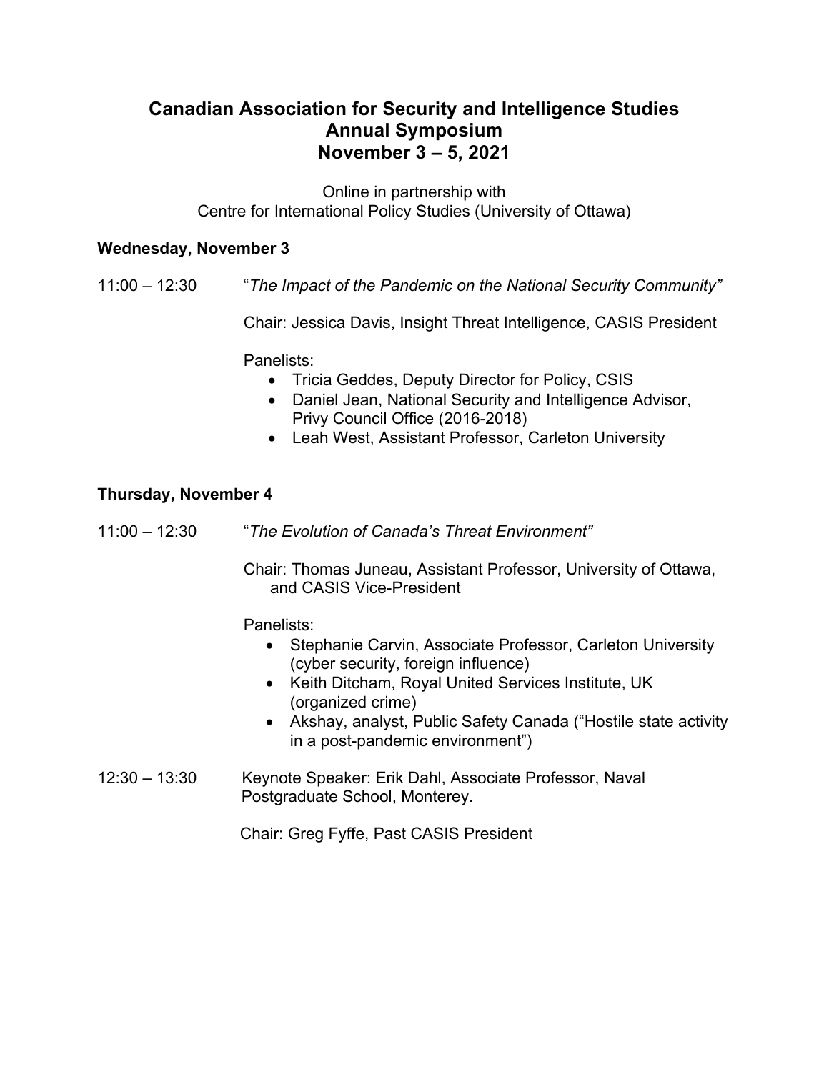# Canadian Association for Security and Intelligence Studies
# Annual Symposium
# November 3 – 5, 2021

Online in partnership with
Centre for International Policy Studies (University of Ottawa)

**Wednesday, November 3**

11:00 – 12:30 "*The Impact of the Pandemic on the National Security Community"*

Chair: Jessica Davis, Insight Threat Intelligence, CASIS President

Panelists:

- Tricia Geddes, Deputy Director for Policy, CSIS
- Daniel Jean, National Security and Intelligence Advisor, Privy Council Office (2016-2018)
- Leah West, Assistant Professor, Carleton University

**Thursday, November 4**

11:00 – 12:30 "*The Evolution of Canada's Threat Environment"*

Chair: Thomas Juneau, Assistant Professor, University of Ottawa, and CASIS Vice-President

Panelists:

- Stephanie Carvin, Associate Professor, Carleton University (cyber security, foreign influence)
- Keith Ditcham, Royal United Services Institute, UK (organized crime)
- Akshay, analyst, Public Safety Canada ("Hostile state activity in a post-pandemic environment")

12:30 – 13:30 Keynote Speaker: Erik Dahl, Associate Professor, Naval Postgraduate School, Monterey.

Chair: Greg Fyffe, Past CASIS President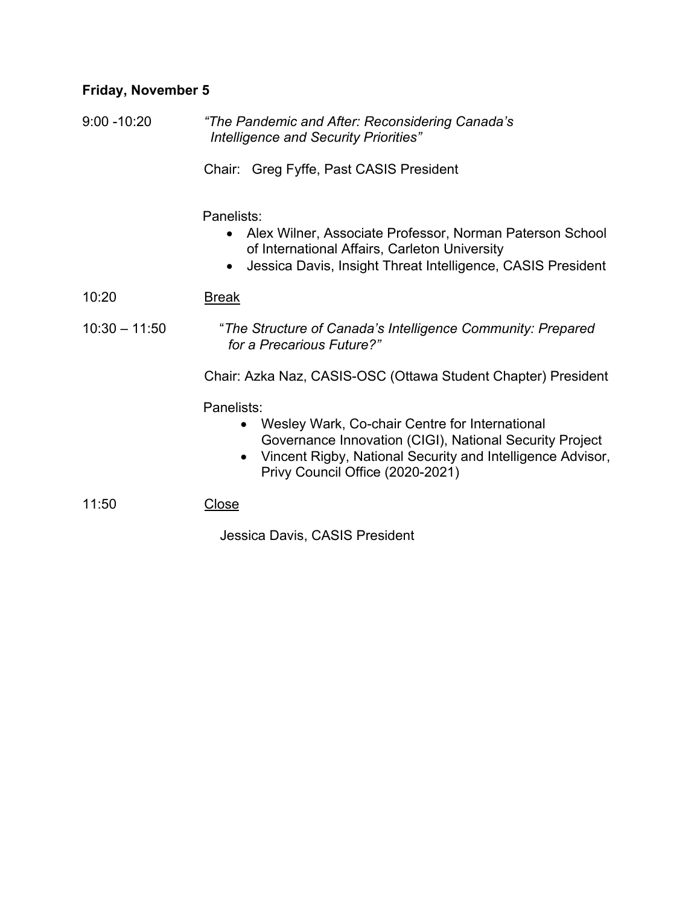**Friday, November 5**

9:00 -10:20 *"The Pandemic and After: Reconsidering Canada's Intelligence and Security Priorities"*

Chair: Greg Fyffe, Past CASIS President

Panelists:

- Alex Wilner, Associate Professor, Norman Paterson School of International Affairs, Carleton University
- Jessica Davis, Insight Threat Intelligence, CASIS President

10:20 Break

10:30 – 11:50 "*The Structure of Canada's Intelligence Community: Prepared for a Precarious Future?"*

Chair: Azka Naz, CASIS-OSC (Ottawa Student Chapter) President

Panelists:

- Wesley Wark, Co-chair Centre for International Governance Innovation (CIGI), National Security Project
- Vincent Rigby, National Security and Intelligence Advisor, Privy Council Office (2020-2021)

11:50 Close

Jessica Davis, CASIS President